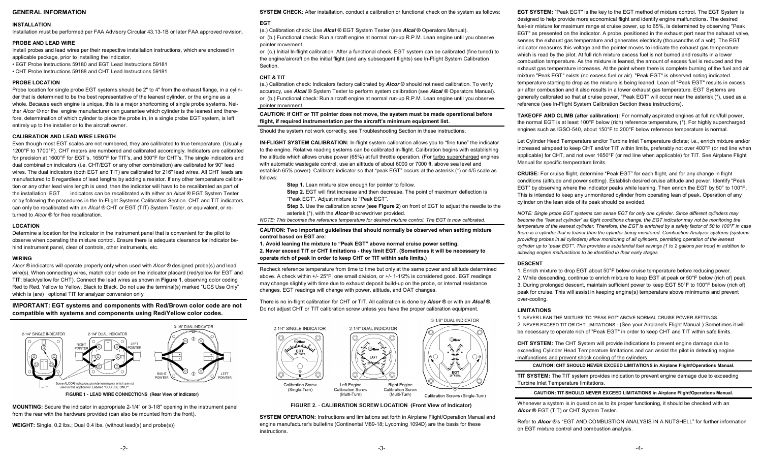## GENERAL INFORMATION

### INSTALLATION

Installation must be performed per FAA Advisory Circular 43.13-1B or later FAA approved revision.

### PROBE AND LEAD WIRE

Install probes and lead wires per their respective installation instructions, which are enclosed in applicable package, prior to installing the indicator.

- EGT Probe Instructions 59180 and EGT Lead Instructions 59181
- CHT Probe Instructions 59188 and CHT Lead Instructions 59181

### PROBE LOCATION

Probe location for single probe EGT systems should be 2" to 4" from the exhaust flange, in a cylinder that is determined to be the best representative of the leanest cylinder, or the engine as a whole. Because each engine is unique, this is a major shortcoming of single probe systems. Neither *Alcor ®* nor the engine manufacturer can guarantee which cylinder is the leanest and therefore, determination of which cylinder to place the probe in, in a single probe EGT system, is left entirely up to the installer or to the aircraft owner.

### CALIBRATION AND LEAD WIRE LENGTH

Even though most EGT scales are not numbered, they are calibrated to true temperature. (Usually 1200°F to 1700°F). CHT meters are numbered and calibrated accordingly. Indicators are calibrated for precision at 1600°F for EGT's, 1650°F for TIT's, and 500°F for CHT's. The single indicators and dual combination indicators (i.e. CHT/EGT or any other combination) are calibrated for 90" lead wires. The dual indicators (both EGT and TIT) are calibrated for 216" lead wires. All CHT leads are manufactured to 8 regardless of lead lengths by adding a resistor. If any other temperature calibration or any other lead wire length is used, then the indicator will have to be recalibrated as part of the installation. EGT indicators can be recalibrated with either an *Alcal ®* EGT System Tester or by following the procedures in the In-Flight Systems Calibration Section. CHT and TIT indicators can only be recalibrated with an *Alcal ®* CHT or EGT (TIT) System Tester, or equivalent, or returned to *Alcor ®* for free recalibration.

### LOCATION

Determine a location for the indicator in the instrument panel that is convenient for the pilot to observe when operating the mixture control. Ensure there is adequate clearance for indicator behind instrument panel, clear of controls, other instruments, etc.

### WIRING

*Alcor ®* indicators will operate properly only when used with *Alcor ®* designed probe(s) and lead wire(s). When connecting wires, match color code on the indicator placard (red/yellow for EGT and TIT; black/yellow for CHT). Connect the lead wires as shown in **Figure 1**, observing color coding Red to Red, Yellow to Yellow, Black to Black. Do not use the terminal(s) marked "UCS Use Only" which is (are) optional TIT for analyzer conversion only.

**IMPORTANT: EGT systems and components with Red/Brown color code are not compatible with systems and components using Red/Yellow color codes.**

2-1/4" SINGLE INDICATOR — 2-1/4" DUAL INDICATOR (RIGHT POINTER, LEFT POINTER) — 3-1/8" DUAL INDICATOR (RIGHT POINTER, LEFT POINTER)

Some ALCOR indicators provide terminal(s) which are not used in this application. Labeled "UCS USE ONLY".

**FIGURE 1 - LEAD WIRE CONNECTIONS (Rear View of Indicator)**

**MOUNTING:** Secure the indicator in appropriate 2-1/4" or 3-1/8" opening in the instrument panel from the rear with the hardware provided (can also be mounted from the front).

**WEIGHT:** Single, 0.2 lbs.; Dual 0.4 lbs. (without lead(s) and probe(s))

**SYSTEM CHECK:** After installation, conduct a calibration or functional check on the system as follows:

### EGT

(a.) Calibration check: Use *Alcal ®* EGT System Tester (see *Alcal ®* Operators Manual).
or (b.) Functional check: Run aircraft engine at normal run-up R.P.M. Lean engine until you observe pointer movement,
or (c.) Initial In-flight calibration: After a functional check, EGT system can be calibrated (fine tuned) to the engine/aircraft on the initial flight (and any subsequent flights) see In-Flight System Calibration Section.

### CHT & TIT

(a.) Calibration check: Indicators factory calibrated by *Alcor ®* should not need calibration. To verify accuracy, use *Alcal ®* System Tester to perform system calibration (see *Alcal ®* Operators Manual).
or (b.) Functional check: Run aircraft engine at normal run-up R.P.M. Lean engine until you observe pointer movement.

**CAUTION: If CHT or TIT pointer does not move, the system must be made operational before flight, if required instrumentation per the aircraft's minimum equipment list.**

Should the system not work correctly, see Troubleshooting Section in these instructions.

**IN-FLIGHT SYSTEM CALIBRATION:** In-flight system calibration allows you to "fine tune" the indicator to the engine. Relative reading systems can be calibrated in-flight. Calibration begins with establishing the altitude which allows cruise power (65%) at full throttle operation. (For turbo supercharged engines with automatic wastegate control, use an altitude of about 6000 or 7000 ft. above sea level and establish 65% power). Calibrate indicator so that "peak EGT" occurs at the asterisk (*) or 4/5 scale as follows:

**Step 1.** Lean mixture slow enough for pointer to follow.

**Step 2.** EGT will first increase and then decrease. The point of maximum deflection is "Peak EGT". Adjust mixture to "Peak EGT".

**Step 3.** Use the calibration screw (**see Figure 2**) on front of EGT to adjust the needle to the asterisk (*), with the *Alcor ®* screwdriver provided.

*NOTE: This becomes the reference temperature for desired mixture control. The EGT is now calibrated.*

**CAUTION: Two important guidelines that should normally be observed when setting mixture control based on EGT are:**

**1. Avoid leaning the mixture to "Peak EGT" above normal cruise power setting.**

**2. Never exceed TIT or CHT limitations - they limit EGT. (Sometimes it will be necessary to operate rich of peak in order to keep CHT or TIT within safe limits.)**

Recheck reference temperature from time to time but only at the same power and altitude determined above. A check within +/- 25°F, one small division, or +/- 1-1/2% is considered good. EGT readings may change slightly with time due to exhaust deposit build-up on the probe, or internal resistance changes. EGT readings will change with power, altitude, and OAT changes.

There is no in-flight calibration for CHT or TIT. All calibration is done by *Alcor ®* or with an *Alcal ®*. Do not adjust CHT or TIT calibration screw unless you have the proper calibration equipment.

2-1/4" SINGLE INDICATOR: Calibration Screw (Single-Turn) — 2-1/4" DUAL INDICATOR: Left Engine Calibration Screw (Multi-Turn), Right Engine Calibration Screw (Multi-Turn) — 3-1/8" DUAL INDICATOR: Calibration Screws (Single-Turn)

**FIGURE 2. - CALIBRATION SCREW LOCATION (Front View of Indicator)**

**SYSTEM OPERATION:** Instructions and limitations set forth in Airplane Flight/Operation Manual and engine manufacturer's bulletins (Continental M89-18; Lycoming 1094D) are the basis for these instructions.

**EGT SYSTEM:** "Peak EGT" is the key to the EGT method of mixture control. The EGT System is designed to help provide more economical flight and identify engine malfunctions. The desired fuel-air mixture for maximum range at cruise power, up to 65%, is determined by observing "Peak EGT" as presented on the indicator. A probe, positioned in the exhaust port near the exhaust valve, senses the exhaust gas temperature and generates electricity (thousandths of a volt). The EGT indicator measures this voltage and the pointer moves to indicate the exhaust gas temperature which is read by the pilot. At full rich mixture excess fuel is not burned and results in a lower combustion temperature. As the mixture is leaned, the amount of excess fuel is reduced and the exhaust gas temperature increases. At the point where there is complete burning of the fuel and air mixture "Peak EGT" exists (no excess fuel or air). "Peak EGT" is observed noting indicated temperature starting to drop as the mixture is being leaned. Lean of "Peak EGT" results in excess air after combustion and it also results in a lower exhaust gas temperature. EGT Systems are generally calibrated so that at cruise power, "Peak EGT" will occur near the asterisk (*), used as a reference (see In-Flight System Calibration Section these instructions).

**TAKEOFF AND CLIMB (after calibration):** For normally aspirated engines at full rich/full power, the normal EGT is at least 100°F below (rich) reference temperature, (*). For highly supercharged engines such as IGSO-540, about 150°F to 200°F below reference temperature is normal.

Let Cylinder Head Temperature and/or Turbine Inlet Temperature dictate; i.e., enrich mixture and/or increased airspeed to keep CHT and/or TIT within limits, preferably not over 400°F (or red line when applicable) for CHT, and not over 1650°F (or red line when applicable) for TIT. See Airplane Flight Manual for specific temperature limits.

**CRUISE:** For cruise flight, determine "Peak EGT" for each flight, and for any change in flight conditions (altitude and power setting). Establish desired cruise altitude and power. Identify "Peak EGT" by observing where the indicator peaks while leaning. Then enrich the EGT by 50° to 100°F. This is intended to keep any unmonitored cylinder from operating lean of peak. Operation of any cylinder on the lean side of its peak should be avoided.

*NOTE: Single probe EGT systems can sense EGT for only one cylinder. Since different cylinders may become the "leanest cylinder" as flight conditions change, the EGT indicator may not be monitoring the temperature of the leanest cylinder. Therefore, the EGT is enriched by a safety factor of 50 to 100°F in case there is a cylinder that is leaner than the cylinder being monitored. Combustion Analyzer systems (systems providing probes in all cylinders) allow monitoring of all cylinders, permitting operation of the leanest cylinder up to "peak EGT". This provides a substantial fuel savings (1 to 2 gallons per hour) in addition to allowing engine malfunctions to be identified in their early stages.*

### DESCENT

1. Enrich mixture to drop EGT about 50°F below cruise temperature before reducing power.
2. While descending, continue to enrich mixture to keep EGT at peak or 50°F below (rich of) peak.
3. During prolonged descent, maintain sufficient power to keep EGT 50°F to 100°F below (rich of) peak for cruise. This will assist in keeping engine(s) temperature above minimums and prevent over-cooling.

### LIMITATIONS

1. NEVER LEAN THE MIXTURE TO "PEAK EGT" ABOVE NORMAL CRUISE POWER SETTINGS.
2. NEVER EXCEED TIT OR CHT LIMITATIONS - (See your Airplane's Flight Manual.) Sometimes it will be necessary to operate rich of "Peak EGT" in order to keep CHT and TIT within safe limits.

**CHT SYSTEM:** The CHT System will provide indications to prevent engine damage due to exceeding Cylinder Head Temperature limitations and can assist the pilot in detecting engine malfunctions and prevent shock cooling of the cylinders.

**CAUTION: CHT SHOULD NEVER EXCEED LIMITATIONS in Airplane Flight/Operations Manual.**

**TIT SYSTEM:** The TIT system provides indication to prevent engine damage due to exceeding Turbine Inlet Temperature limitations.

**CAUTION: TIT SHOULD NEVER EXCEED LIMITATIONS in Airplane Flight/Operations Manual.**

Whenever a system is in question as to its proper functioning, it should be checked with an *Alcor ®* EGT (TIT) or CHT System Tester.

Refer to *Alcor ®*'s "EGT AND COMBUSTION ANALYSIS IN A NUTSHELL" for further information on EGT mixture control and combustion analysis.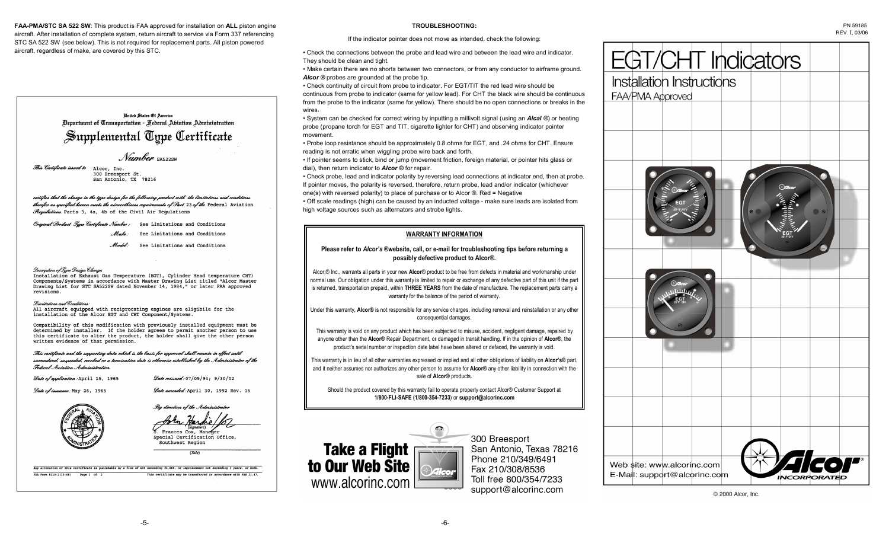**FAA-PMA/STC SA 522 SW**: This product is FAA approved for installation on **ALL** piston engine aircraft. After installation of complete system, return aircraft to service via Form 337 referencing STC SA 522 SW (see below). This is not required for replacement parts. All piston powered aircraft, regardless of make, are covered by this STC.

United States Of America

Department of Transportation - Federal Aviation Administration

# Supplemental Type Certificate

Number SA522SW

This Certificate issued to Alcor, Inc.
300 Breesport St.
San Antonio, TX 78216

certifies that the change in the type design for the following product with the limitations and conditions therefor as specified hereon meets the airworthiness requirements of Part 23 of the Federal Aviation Regulations. Parts 3, 4a, 4b of the Civil Air Regulations

Original Product Type Certificate Number: See Limitations and Conditions

Make: See Limitations and Conditions

Model: See Limitations and Conditions

Description of Type Design Change:
Installation of Exhaust Gas Temperature (EGT), Cylinder Head temperature CHT) Components/Systems in accordance with Master Drawing List titled "Alcor Master Drawing List for STC SA522SW dated November 14, 1984," or later FAA approved revisions.

Limitations and Conditions:
All aircraft equipped with reciprocating engines are eligibile for the installation of the Alcor EGT and CHT Component/Systems.

Compatibility of this modification with previously installed equipment must be determined by installer. If the holder agrees to permit another person to use this certificate to alter the product, the holder shall give the other person written evidence of that permission.

This certificate and the supporting data which is the basis for approval shall remain in effect until surrendered, suspended, revoked or a termination date is otherwise established by the Administrator of the Federal Aviation Administration.

Date of application: April 15, 1965 — Date reissued: 07/05/94; 9/30/02

Date of issuance: May 26, 1965 — Date amended: April 30, 1992 Rev. 15

By direction of the Administrator

(Signature)

S. Frances Cox, Manager
Special Certification Office,
Southwest Region

(Title)

Any alteration of this certificate is punishable by a fine of not exceeding $1,000, or imprisonment not exceeding 3 years, or both.

FAA Form 8110-2(10-68) Page 1 of 2 — This certificate may be transferred in accordance with FAR 21.47.

**TROUBLESHOOTING:**

If the indicator pointer does not move as intended, check the following:

- Check the connections between the probe and lead wire and between the lead wire and indicator. They should be clean and tight.
- Make certain there are no shorts between two connectors, or from any conductor to airframe ground. ***Alcor ®*** probes are grounded at the probe tip.
- Check continuity of circuit from probe to indicator. For EGT/TIT the red lead wire should be continuous from probe to indicator (same for yellow lead). For CHT the black wire should be continuous from the probe to the indicator (same for yellow). There should be no open connections or breaks in the wires.
- System can be checked for correct wiring by inputting a millivolt signal (using an ***Alcal ®***) or heating probe (propane torch for EGT and TIT, cigarette lighter for CHT) and observing indicator pointer movement.
- Probe loop resistance should be approximately 0.8 ohms for EGT, and .24 ohms for CHT. Ensure reading is not erratic when wiggling probe wire back and forth.
- If pointer seems to stick, bind or jump (movement friction, foreign material, or pointer hits glass or dial), then return indicator to ***Alcor ®*** for repair.
- Check probe, lead and indicator polarity by reversing lead connections at indicator end, then at probe. If pointer moves, the polarity is reversed, therefore, return probe, lead and/or indicator (whichever one(s) with reversed polarity) to place of purchase or to Alcor ®. Red = Negative
- Off scale readings (high) can be caused by an inducted voltage - make sure leads are isolated from high voltage sources such as alternators and strobe lights.

**WARRANTY INFORMATION**

**Please refer to *Alcor's* ®website, call, or e-mail for troubleshooting tips before returning a possibly defective product to Alcor®.**

Alcor,® Inc., warrants all parts in your new **Alcor®** product to be free from defects in material and workmanship under normal use. Our obligation under this warranty is limited to repair or exchange of any defective part of this unit if the part is returned, transportation prepaid, within **THREE YEARS** from the date of manufacture. The replacement parts carry a warranty for the balance of the period of warranty.

Under this warranty, **Alcor®** is not responsible for any service charges, including removal and reinstallation or any other consequential damages.

This warranty is void on any product which has been subjected to misuse, accident, negligent damage, repaired by anyone other than the **Alcor®** Repair Department, or damaged in transit handling. If in the opinion of **Alcor®**, the product's serial number or inspection date label have been altered or defaced, the warranty is void.

This warranty is in lieu of all other warranties expressed or implied and all other obligations of liability on **Alcor's®** part, and it neither assumes nor authorizes any other person to assume for **Alcor®** any other liability in connection with the sale of **Alcor®** products.

Should the product covered by this warranty fail to operate properly contact Alcor® Customer Support at **1/800-FLI-SAFE (1/800-354-7233)** or **support@alcorinc.com**

**Take a Flight to Our Web Site**
www.alcorinc.com

300 Breesport
San Antonio, Texas 78216
Phone 210/349/6491
Fax 210/308/8536
Toll free 800/354/7233
support@alcorinc.com

PN 59185
REV. I, 03/06

# EGT/CHT Indicators

## Installation Instructions

### FAA/PMA Approved

Web site: www.alcorinc.com
E-Mail: support@alcorinc.com

Alcor INCORPORATED

© 2000 Alcor, Inc.